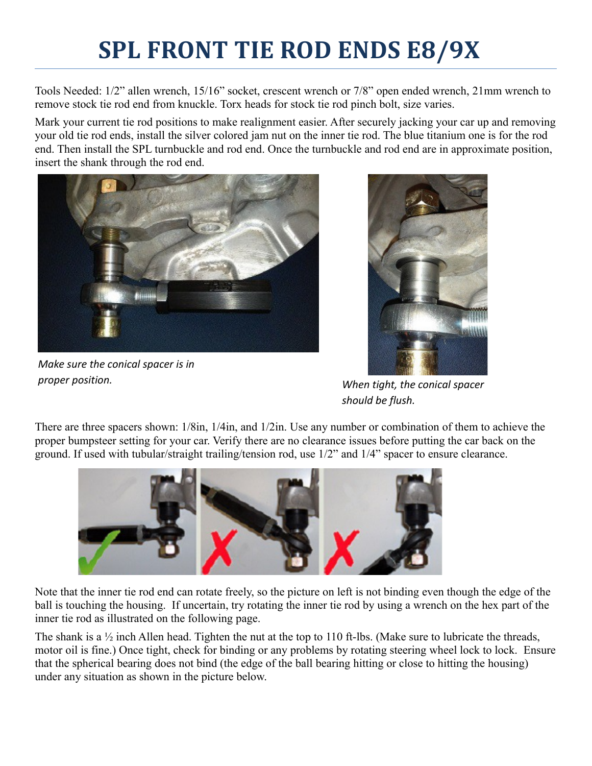# SPL FRONT TIE ROD ENDS E8/9X

Tools Needed: 1/2" allen wrench, 15/16" socket, crescent wrench or 7/8" open ended wrench, 21mm wrench to remove stock tie rod end from knuckle. Torx heads for stock tie rod pinch bolt, size varies.

Mark your current tie rod positions to make realignment easier. After securely jacking your car up and removing your old tie rod ends, install the silver colored jam nut on the inner tie rod. The blue titanium one is for the rod end. Then install the SPL turnbuckle and rod end. Once the turnbuckle and rod end are in approximate position, insert the shank through the rod end.

*Make sure the conical spacer is in proper position.*

*When tight, the conical spacer should be flush.*

There are three spacers shown: 1/8in, 1/4in, and 1/2in. Use any number or combination of them to achieve the proper bumpsteer setting for your car. Verify there are no clearance issues before putting the car back on the ground. If used with tubular/straight trailing/tension rod, use 1/2" and 1/4" spacer to ensure clearance.

Note that the inner tie rod end can rotate freely, so the picture on left is not binding even though the edge of the ball is touching the housing. If uncertain, try rotating the inner tie rod by using a wrench on the hex part of the inner tie rod as illustrated on the following page.

The shank is a ½ inch Allen head. Tighten the nut at the top to 110 ft-lbs. (Make sure to lubricate the threads, motor oil is fine.) Once tight, check for binding or any problems by rotating steering wheel lock to lock. Ensure that the spherical bearing does not bind (the edge of the ball bearing hitting or close to hitting the housing) under any situation as shown in the picture below.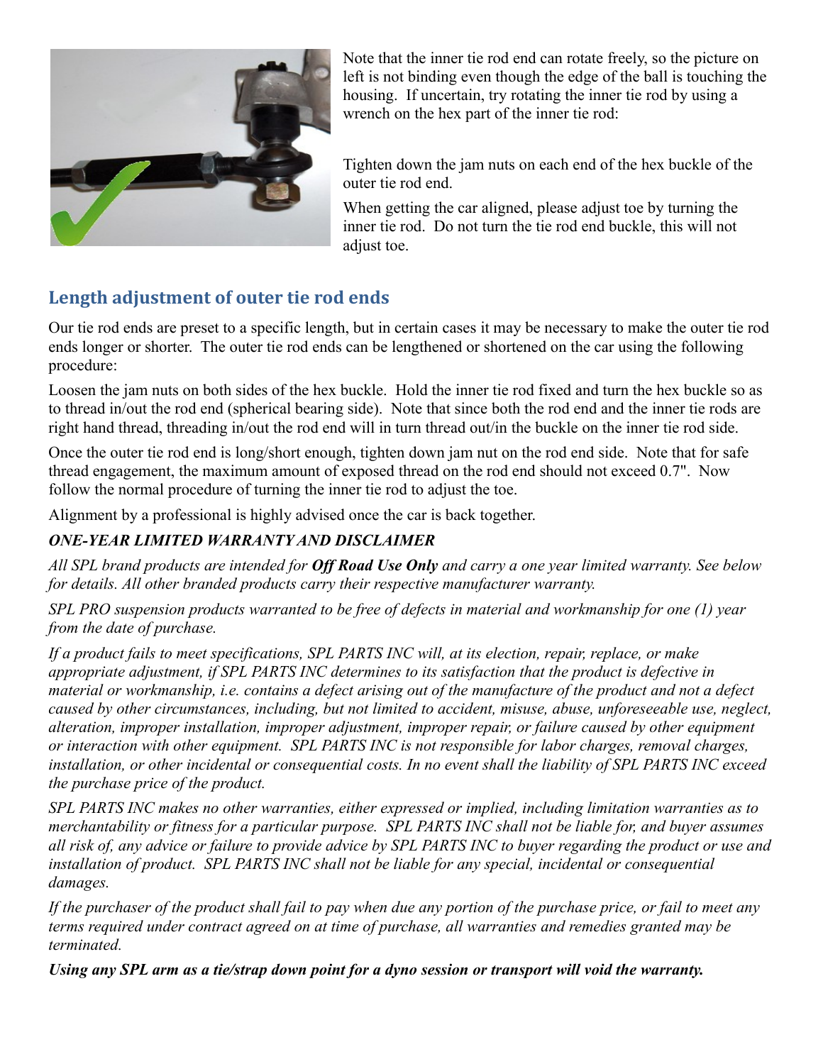Note that the inner tie rod end can rotate freely, so the picture on left is not binding even though the edge of the ball is touching the housing. If uncertain, try rotating the inner tie rod by using a wrench on the hex part of the inner tie rod:

Tighten down the jam nuts on each end of the hex buckle of the outer tie rod end.

When getting the car aligned, please adjust toe by turning the inner tie rod. Do not turn the tie rod end buckle, this will not adjust toe.

## Length adjustment of outer tie rod ends

Our tie rod ends are preset to a specific length, but in certain cases it may be necessary to make the outer tie rod ends longer or shorter. The outer tie rod ends can be lengthened or shortened on the car using the following procedure:

Loosen the jam nuts on both sides of the hex buckle. Hold the inner tie rod fixed and turn the hex buckle so as to thread in/out the rod end (spherical bearing side). Note that since both the rod end and the inner tie rods are right hand thread, threading in/out the rod end will in turn thread out/in the buckle on the inner tie rod side.

Once the outer tie rod end is long/short enough, tighten down jam nut on the rod end side. Note that for safe thread engagement, the maximum amount of exposed thread on the rod end should not exceed 0.7". Now follow the normal procedure of turning the inner tie rod to adjust the toe.

Alignment by a professional is highly advised once the car is back together.

***ONE-YEAR LIMITED WARRANTY AND DISCLAIMER***

*All SPL brand products are intended for **Off Road Use Only** and carry a one year limited warranty. See below for details. All other branded products carry their respective manufacturer warranty.*

*SPL PRO suspension products warranted to be free of defects in material and workmanship for one (1) year from the date of purchase.*

*If a product fails to meet specifications, SPL PARTS INC will, at its election, repair, replace, or make appropriate adjustment, if SPL PARTS INC determines to its satisfaction that the product is defective in material or workmanship, i.e. contains a defect arising out of the manufacture of the product and not a defect caused by other circumstances, including, but not limited to accident, misuse, abuse, unforeseeable use, neglect, alteration, improper installation, improper adjustment, improper repair, or failure caused by other equipment or interaction with other equipment. SPL PARTS INC is not responsible for labor charges, removal charges, installation, or other incidental or consequential costs. In no event shall the liability of SPL PARTS INC exceed the purchase price of the product.*

*SPL PARTS INC makes no other warranties, either expressed or implied, including limitation warranties as to merchantability or fitness for a particular purpose. SPL PARTS INC shall not be liable for, and buyer assumes all risk of, any advice or failure to provide advice by SPL PARTS INC to buyer regarding the product or use and installation of product. SPL PARTS INC shall not be liable for any special, incidental or consequential damages.*

*If the purchaser of the product shall fail to pay when due any portion of the purchase price, or fail to meet any terms required under contract agreed on at time of purchase, all warranties and remedies granted may be terminated.*

***Using any SPL arm as a tie/strap down point for a dyno session or transport will void the warranty.***